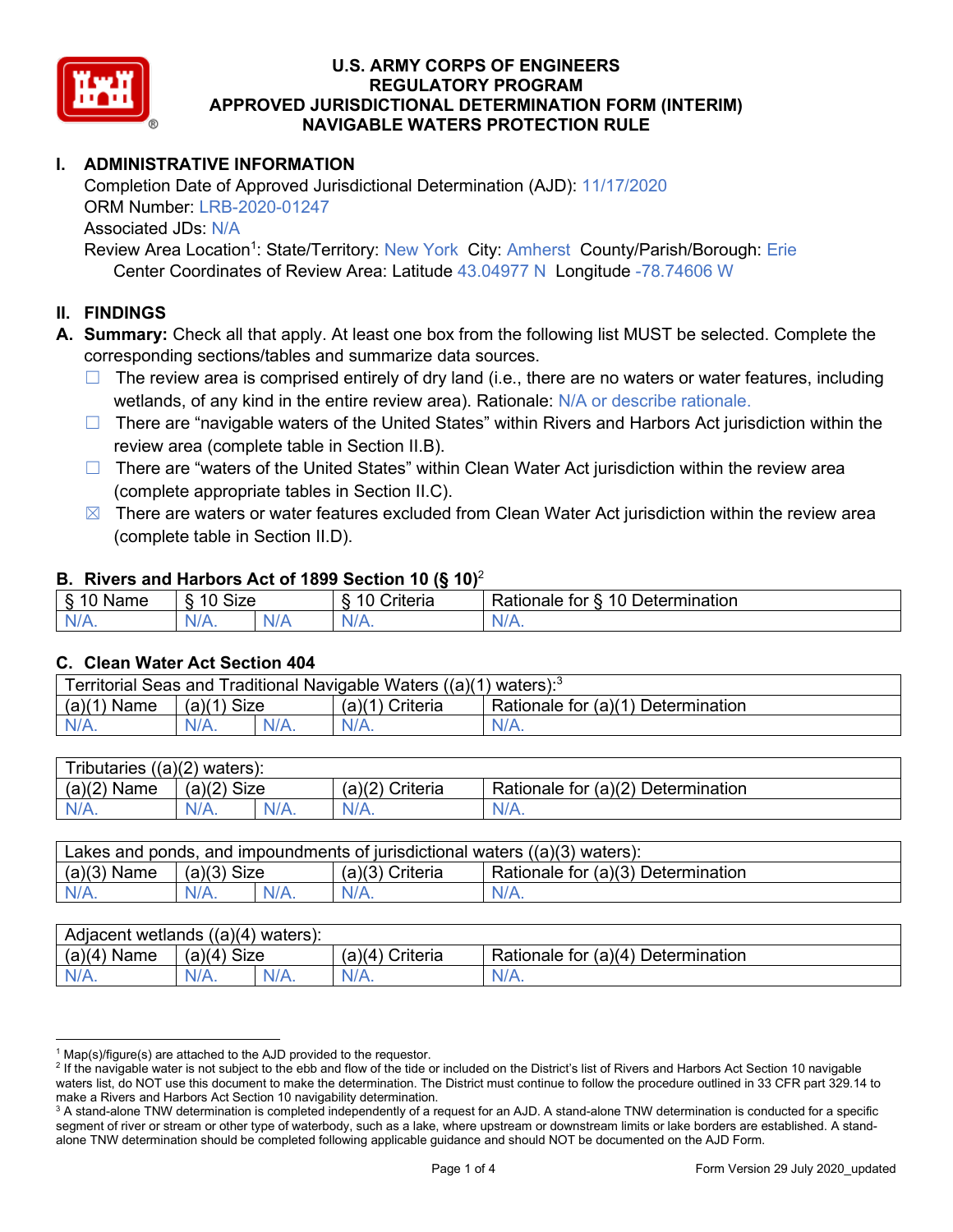# U.S. ARMY CORPS OF ENGINEERS
# REGULATORY PROGRAM
# APPROVED JURISDICTIONAL DETERMINATION FORM (INTERIM)
# NAVIGABLE WATERS PROTECTION RULE

## I. ADMINISTRATIVE INFORMATION

Completion Date of Approved Jurisdictional Determination (AJD): 11/17/2020
ORM Number: LRB-2020-01247
Associated JDs: N/A
Review Area Location[1]: State/Territory: New York City: Amherst County/Parish/Borough: Erie
Center Coordinates of Review Area: Latitude 43.04977 N Longitude -78.74606 W

## II. FINDINGS

**A. Summary:** Check all that apply. At least one box from the following list MUST be selected. Complete the corresponding sections/tables and summarize data sources.

- ☐ The review area is comprised entirely of dry land (i.e., there are no waters or water features, including wetlands, of any kind in the entire review area). Rationale: N/A or describe rationale.
- ☐ There are "navigable waters of the United States" within Rivers and Harbors Act jurisdiction within the review area (complete table in Section II.B).
- ☐ There are "waters of the United States" within Clean Water Act jurisdiction within the review area (complete appropriate tables in Section II.C).
- ☒ There are waters or water features excluded from Clean Water Act jurisdiction within the review area (complete table in Section II.D).

### B. Rivers and Harbors Act of 1899 Section 10 (§ 10)[2]

| § 10 Name | § 10 Size | | § 10 Criteria | Rationale for § 10 Determination |
|---|---|---|---|---|
| N/A. | N/A. | N/A | N/A. | N/A. |

### C. Clean Water Act Section 404

| Territorial Seas and Traditional Navigable Waters ((a)(1) waters):[3] | | | | |
|---|---|---|---|---|
| (a)(1) Name | (a)(1) Size | | (a)(1) Criteria | Rationale for (a)(1) Determination |
| N/A. | N/A. | N/A. | N/A. | N/A. |

| Tributaries ((a)(2) waters): | | | | |
|---|---|---|---|---|
| (a)(2) Name | (a)(2) Size | | (a)(2) Criteria | Rationale for (a)(2) Determination |
| N/A. | N/A. | N/A. | N/A. | N/A. |

| Lakes and ponds, and impoundments of jurisdictional waters ((a)(3) waters): | | | | |
|---|---|---|---|---|
| (a)(3) Name | (a)(3) Size | | (a)(3) Criteria | Rationale for (a)(3) Determination |
| N/A. | N/A. | N/A. | N/A. | N/A. |

| Adjacent wetlands ((a)(4) waters): | | | | |
|---|---|---|---|---|
| (a)(4) Name | (a)(4) Size | | (a)(4) Criteria | Rationale for (a)(4) Determination |
| N/A. | N/A. | N/A. | N/A. | N/A. |

---

[1] Map(s)/figure(s) are attached to the AJD provided to the requestor.

[2] If the navigable water is not subject to the ebb and flow of the tide or included on the District's list of Rivers and Harbors Act Section 10 navigable waters list, do NOT use this document to make the determination. The District must continue to follow the procedure outlined in 33 CFR part 329.14 to make a Rivers and Harbors Act Section 10 navigability determination.

[3] A stand-alone TNW determination is completed independently of a request for an AJD. A stand-alone TNW determination is conducted for a specific segment of river or stream or other type of waterbody, such as a lake, where upstream or downstream limits or lake borders are established. A stand-alone TNW determination should be completed following applicable guidance and should NOT be documented on the AJD Form.

Form Version 29 July 2020_updated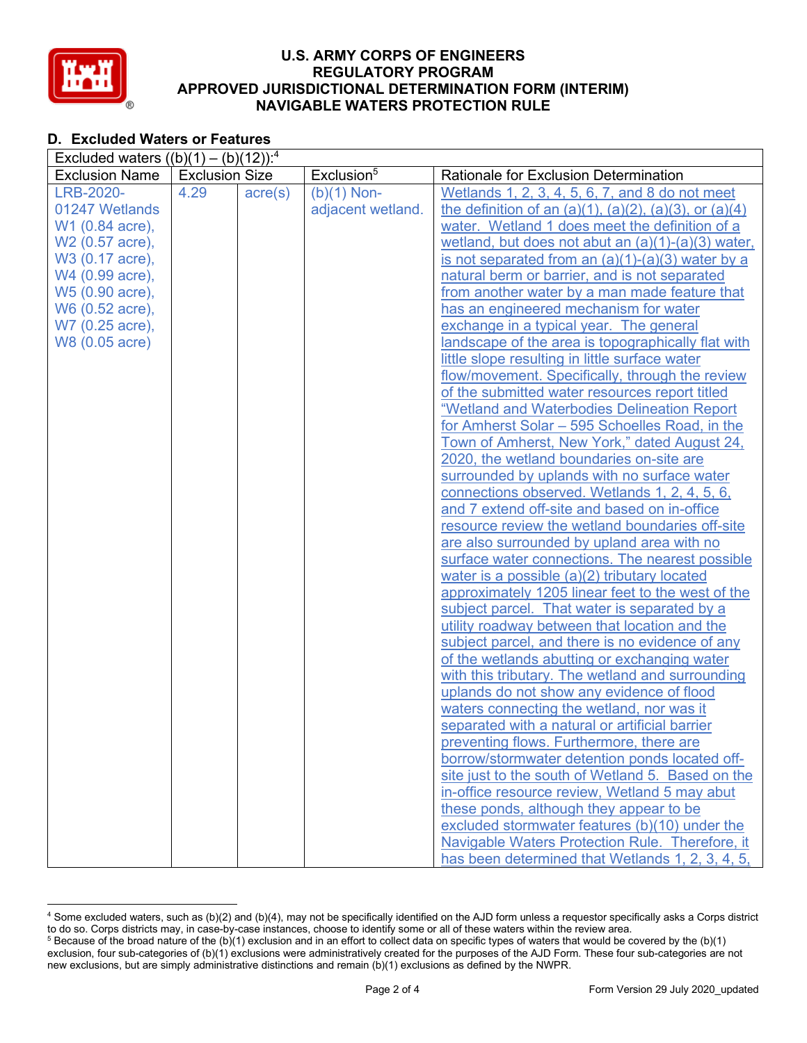# U.S. ARMY CORPS OF ENGINEERS
## REGULATORY PROGRAM
## APPROVED JURISDICTIONAL DETERMINATION FORM (INTERIM)
## NAVIGABLE WATERS PROTECTION RULE

### D. Excluded Waters or Features

Excluded waters ((b)(1) – (b)(12)):[4]

| Exclusion Name | Exclusion Size | | Exclusion[5] | Rationale for Exclusion Determination |
|---|---|---|---|---|
| LRB-2020-01247 Wetlands W1 (0.84 acre), W2 (0.57 acre), W3 (0.17 acre), W4 (0.99 acre), W5 (0.90 acre), W6 (0.52 acre), W7 (0.25 acre), W8 (0.05 acre) | 4.29 | acre(s) | (b)(1) Non-adjacent wetland. | Wetlands 1, 2, 3, 4, 5, 6, 7, and 8 do not meet the definition of an (a)(1), (a)(2), (a)(3), or (a)(4) water. Wetland 1 does meet the definition of a wetland, but does not abut an (a)(1)-(a)(3) water, is not separated from an (a)(1)-(a)(3) water by a natural berm or barrier, and is not separated from another water by a man made feature that has an engineered mechanism for water exchange in a typical year. The general landscape of the area is topographically flat with little slope resulting in little surface water flow/movement. Specifically, through the review of the submitted water resources report titled "Wetland and Waterbodies Delineation Report for Amherst Solar – 595 Schoelles Road, in the Town of Amherst, New York," dated August 24, 2020, the wetland boundaries on-site are surrounded by uplands with no surface water connections observed. Wetlands 1, 2, 4, 5, 6, and 7 extend off-site and based on in-office resource review the wetland boundaries off-site are also surrounded by upland area with no surface water connections. The nearest possible water is a possible (a)(2) tributary located approximately 1205 linear feet to the west of the subject parcel. That water is separated by a utility roadway between that location and the subject parcel, and there is no evidence of any of the wetlands abutting or exchanging water with this tributary. The wetland and surrounding uplands do not show any evidence of flood waters connecting the wetland, nor was it separated with a natural or artificial barrier preventing flows. Furthermore, there are borrow/stormwater detention ponds located off-site just to the south of Wetland 5. Based on the in-office resource review, Wetland 5 may abut these ponds, although they appear to be excluded stormwater features (b)(10) under the Navigable Waters Protection Rule. Therefore, it has been determined that Wetlands 1, 2, 3, 4, 5, |

---

[4] Some excluded waters, such as (b)(2) and (b)(4), may not be specifically identified on the AJD form unless a requestor specifically asks a Corps district to do so. Corps districts may, in case-by-case instances, choose to identify some or all of these waters within the review area.

[5] Because of the broad nature of the (b)(1) exclusion and in an effort to collect data on specific types of waters that would be covered by the (b)(1) exclusion, four sub-categories of (b)(1) exclusions were administratively created for the purposes of the AJD Form. These four sub-categories are not new exclusions, but are simply administrative distinctions and remain (b)(1) exclusions as defined by the NWPR.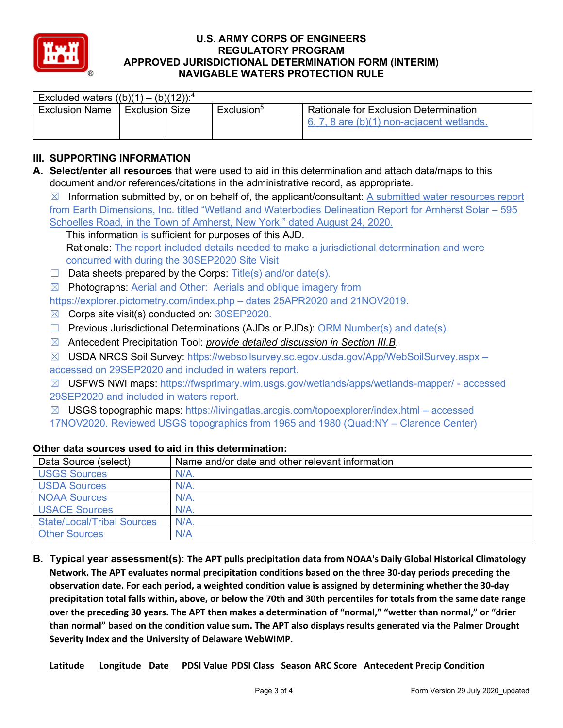| Excluded waters ((b)(1) – (b)(12)):[4] | | | | |
|---|---|---|---|---|
| Exclusion Name | Exclusion Size | | Exclusion[5] | Rationale for Exclusion Determination |
| | | | | 6, 7, 8 are (b)(1) non-adjacent wetlands. |

## III. SUPPORTING INFORMATION

**A. Select/enter all resources** that were used to aid in this determination and attach data/maps to this document and/or references/citations in the administrative record, as appropriate.

☒ Information submitted by, or on behalf of, the applicant/consultant: A submitted water resources report from Earth Dimensions, Inc. titled "Wetland and Waterbodies Delineation Report for Amherst Solar – 595 Schoelles Road, in the Town of Amherst, New York," dated August 24, 2020.

This information is sufficient for purposes of this AJD.

Rationale: The report included details needed to make a jurisdictional determination and were concurred with during the 30SEP2020 Site Visit

☐ Data sheets prepared by the Corps: Title(s) and/or date(s).

☒ Photographs: Aerial and Other: Aerials and oblique imagery from https://explorer.pictometry.com/index.php – dates 25APR2020 and 21NOV2019.

☒ Corps site visit(s) conducted on: 30SEP2020.

☐ Previous Jurisdictional Determinations (AJDs or PJDs): ORM Number(s) and date(s).

☒ Antecedent Precipitation Tool: *provide detailed discussion in Section III.B*.

☒ USDA NRCS Soil Survey: https://websoilsurvey.sc.egov.usda.gov/App/WebSoilSurvey.aspx – accessed on 29SEP2020 and included in waters report.

☒ USFWS NWI maps: https://fwsprimary.wim.usgs.gov/wetlands/apps/wetlands-mapper/ - accessed 29SEP2020 and included in waters report.

☒ USGS topographic maps: https://livingatlas.arcgis.com/topoexplorer/index.html – accessed 17NOV2020. Reviewed USGS topographics from 1965 and 1980 (Quad:NY – Clarence Center)

**Other data sources used to aid in this determination:**

| Data Source (select) | Name and/or date and other relevant information |
|---|---|
| USGS Sources | N/A. |
| USDA Sources | N/A. |
| NOAA Sources | N/A. |
| USACE Sources | N/A. |
| State/Local/Tribal Sources | N/A. |
| Other Sources | N/A |

**B. Typical year assessment(s): The APT pulls precipitation data from NOAA's Daily Global Historical Climatology Network. The APT evaluates normal precipitation conditions based on the three 30-day periods preceding the observation date. For each period, a weighted condition value is assigned by determining whether the 30-day precipitation total falls within, above, or below the 70th and 30th percentiles for totals from the same date range over the preceding 30 years. The APT then makes a determination of "normal," "wetter than normal," or "drier than normal" based on the condition value sum. The APT also displays results generated via the Palmer Drought Severity Index and the University of Delaware WebWIMP.**

**Latitude Longitude Date PDSI Value PDSI Class Season ARC Score Antecedent Precip Condition**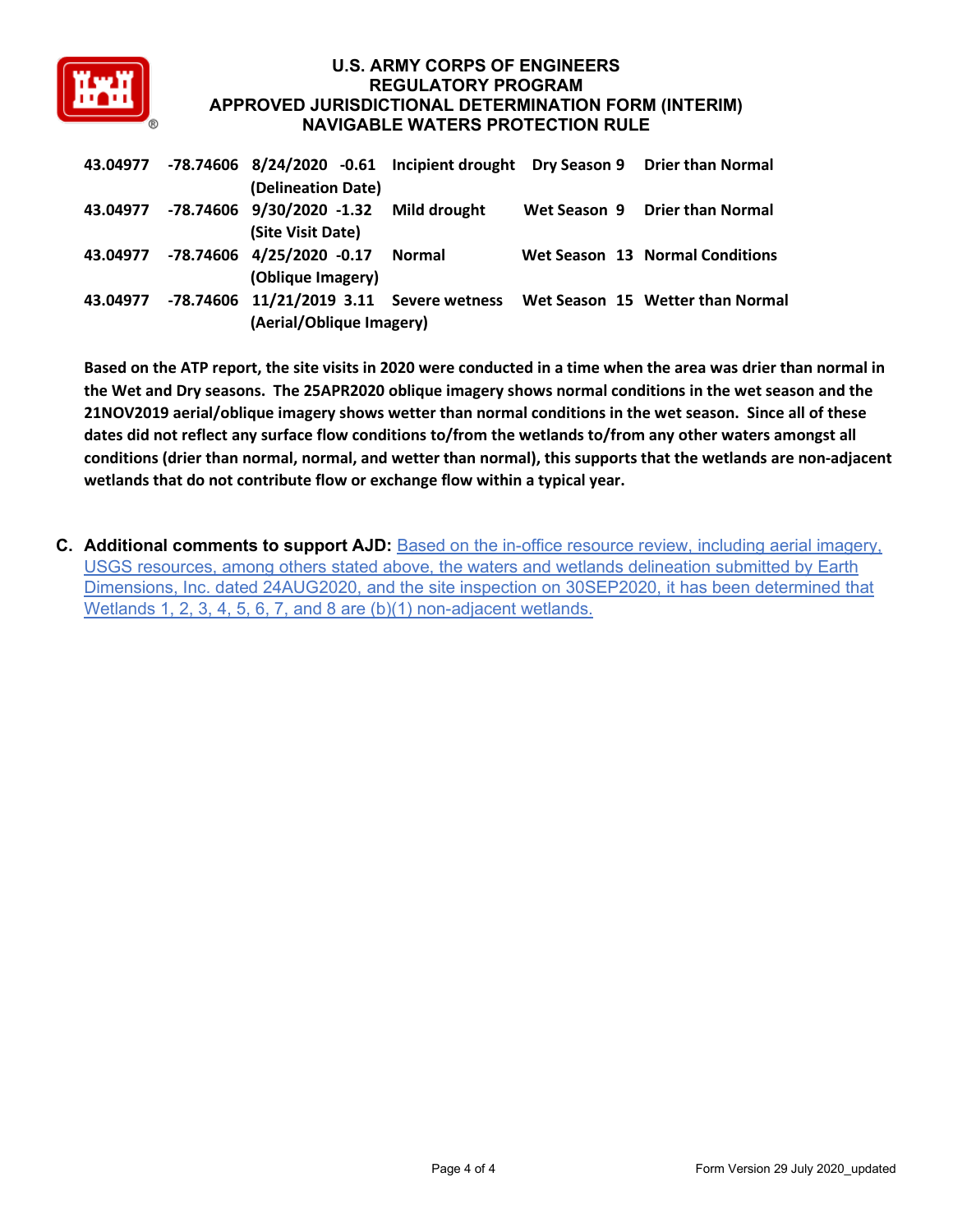| | | | | | | | |
|---|---|---|---|---|---|---|---|
| **43.04977** | **-78.74606** | **8/24/2020 (Delineation Date)** | **-0.61** | **Incipient drought** | **Dry Season** | **9** | **Drier than Normal** |
| **43.04977** | **-78.74606** | **9/30/2020 (Site Visit Date)** | **-1.32** | **Mild drought** | **Wet Season** | **9** | **Drier than Normal** |
| **43.04977** | **-78.74606** | **4/25/2020 (Oblique Imagery)** | **-0.17** | **Normal** | **Wet Season** | **13** | **Normal Conditions** |
| **43.04977** | **-78.74606** | **11/21/2019 (Aerial/Oblique Imagery)** | **3.11** | **Severe wetness** | **Wet Season** | **15** | **Wetter than Normal** |

**Based on the ATP report, the site visits in 2020 were conducted in a time when the area was drier than normal in the Wet and Dry seasons. The 25APR2020 oblique imagery shows normal conditions in the wet season and the 21NOV2019 aerial/oblique imagery shows wetter than normal conditions in the wet season. Since all of these dates did not reflect any surface flow conditions to/from the wetlands to/from any other waters amongst all conditions (drier than normal, normal, and wetter than normal), this supports that the wetlands are non-adjacent wetlands that do not contribute flow or exchange flow within a typical year.**

**C. Additional comments to support AJD:** Based on the in-office resource review, including aerial imagery, USGS resources, among others stated above, the waters and wetlands delineation submitted by Earth Dimensions, Inc. dated 24AUG2020, and the site inspection on 30SEP2020, it has been determined that Wetlands 1, 2, 3, 4, 5, 6, 7, and 8 are (b)(1) non-adjacent wetlands.